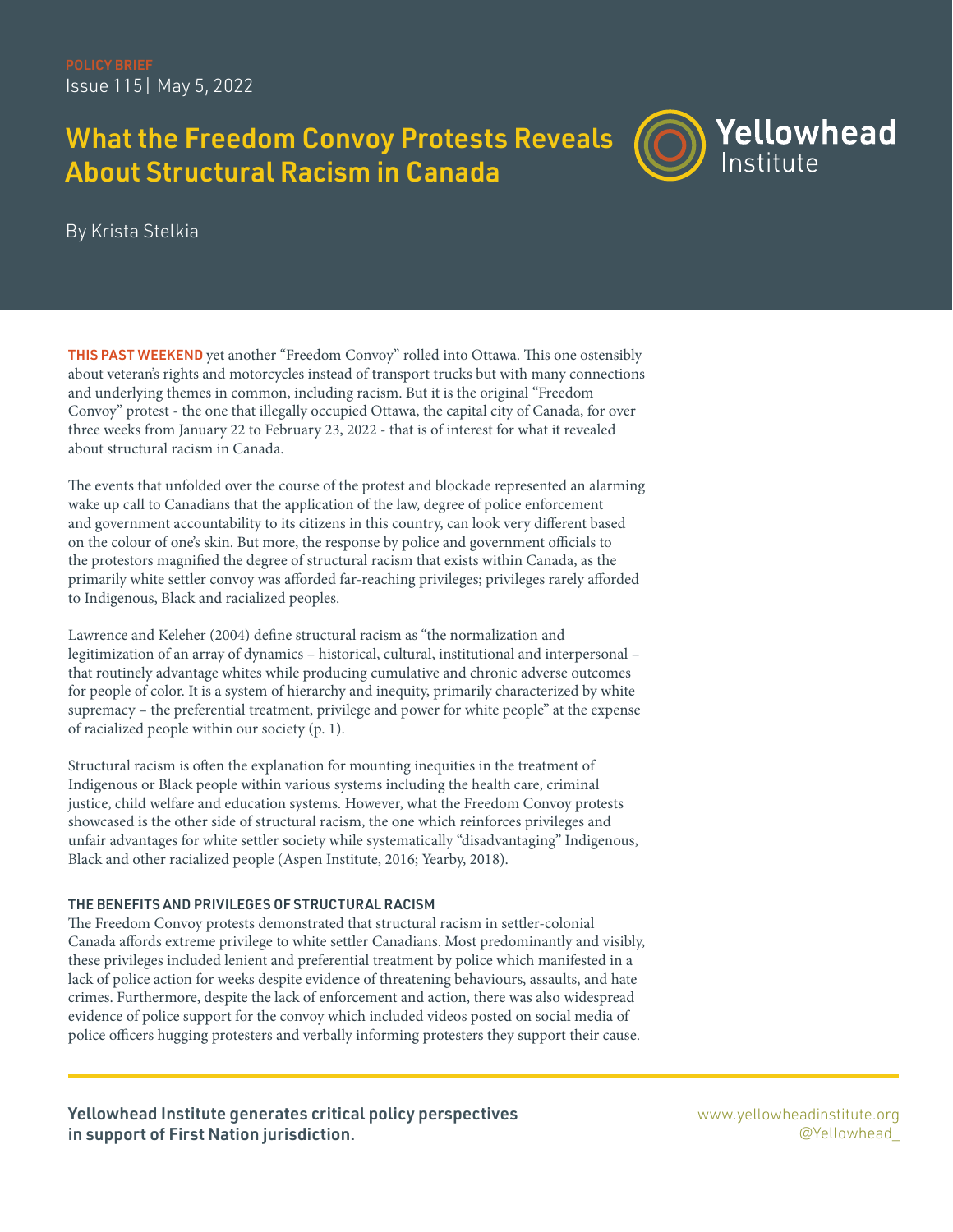POLICY BRIEF

Issue 115 | May 5, 2022

# What the Freedom Convoy Protests Reveals About Structural Racism in Canada

Yellowhead Institute

By Krista Stelkia

**THIS PAST WEEKEND** yet another "Freedom Convoy" rolled into Ottawa. This one ostensibly about veteran's rights and motorcycles instead of transport trucks but with many connections and underlying themes in common, including racism. But it is the original "Freedom Convoy" protest - the one that illegally occupied Ottawa, the capital city of Canada, for over three weeks from January 22 to February 23, 2022 - that is of interest for what it revealed about structural racism in Canada.

The events that unfolded over the course of the protest and blockade represented an alarming wake up call to Canadians that the application of the law, degree of police enforcement and government accountability to its citizens in this country, can look very different based on the colour of one's skin. But more, the response by police and government officials to the protestors magnified the degree of structural racism that exists within Canada, as the primarily white settler convoy was afforded far-reaching privileges; privileges rarely afforded to Indigenous, Black and racialized peoples.

Lawrence and Keleher (2004) define structural racism as "the normalization and legitimization of an array of dynamics – historical, cultural, institutional and interpersonal – that routinely advantage whites while producing cumulative and chronic adverse outcomes for people of color. It is a system of hierarchy and inequity, primarily characterized by white supremacy – the preferential treatment, privilege and power for white people" at the expense of racialized people within our society (p. 1).

Structural racism is often the explanation for mounting inequities in the treatment of Indigenous or Black people within various systems including the health care, criminal justice, child welfare and education systems. However, what the Freedom Convoy protests showcased is the other side of structural racism, the one which reinforces privileges and unfair advantages for white settler society while systematically "disadvantaging" Indigenous, Black and other racialized people (Aspen Institute, 2016; Yearby, 2018).

### THE BENEFITS AND PRIVILEGES OF STRUCTURAL RACISM

The Freedom Convoy protests demonstrated that structural racism in settler-colonial Canada affords extreme privilege to white settler Canadians. Most predominantly and visibly, these privileges included lenient and preferential treatment by police which manifested in a lack of police action for weeks despite evidence of threatening behaviours, assaults, and hate crimes. Furthermore, despite the lack of enforcement and action, there was also widespread evidence of police support for the convoy which included videos posted on social media of police officers hugging protesters and verbally informing protesters they support their cause.

**Yellowhead Institute generates critical policy perspectives in support of First Nation jurisdiction.**

www.yellowheadinstitute.org
@Yellowhead_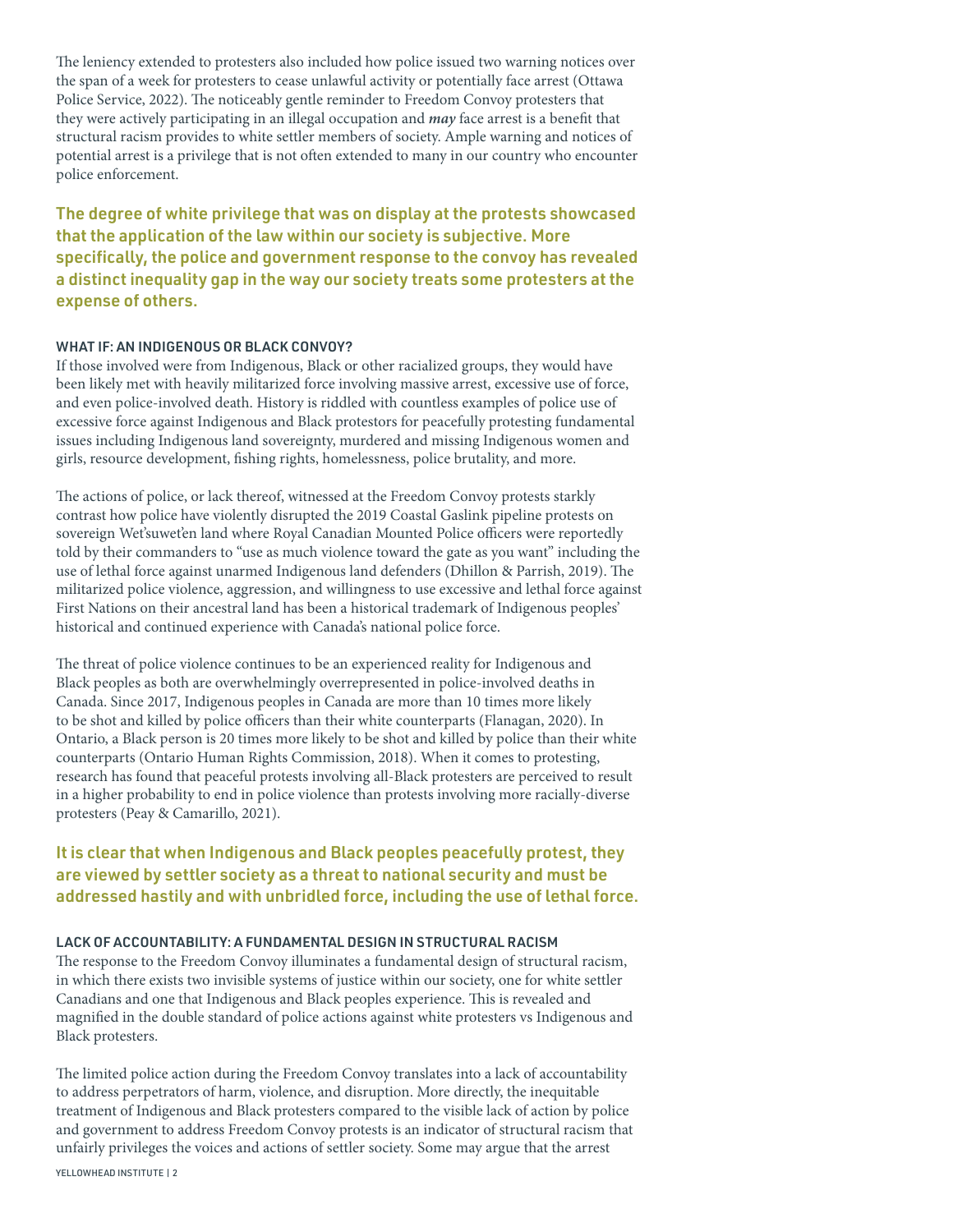The leniency extended to protesters also included how police issued two warning notices over the span of a week for protesters to cease unlawful activity or potentially face arrest (Ottawa Police Service, 2022). The noticeably gentle reminder to Freedom Convoy protesters that they were actively participating in an illegal occupation and ***may*** face arrest is a benefit that structural racism provides to white settler members of society. Ample warning and notices of potential arrest is a privilege that is not often extended to many in our country who encounter police enforcement.

**The degree of white privilege that was on display at the protests showcased that the application of the law within our society is subjective. More specifically, the police and government response to the convoy has revealed a distinct inequality gap in the way our society treats some protesters at the expense of others.**

### WHAT IF: AN INDIGENOUS OR BLACK CONVOY?

If those involved were from Indigenous, Black or other racialized groups, they would have been likely met with heavily militarized force involving massive arrest, excessive use of force, and even police-involved death. History is riddled with countless examples of police use of excessive force against Indigenous and Black protestors for peacefully protesting fundamental issues including Indigenous land sovereignty, murdered and missing Indigenous women and girls, resource development, fishing rights, homelessness, police brutality, and more.

The actions of police, or lack thereof, witnessed at the Freedom Convoy protests starkly contrast how police have violently disrupted the 2019 Coastal Gaslink pipeline protests on sovereign Wet'suwet'en land where Royal Canadian Mounted Police officers were reportedly told by their commanders to "use as much violence toward the gate as you want" including the use of lethal force against unarmed Indigenous land defenders (Dhillon & Parrish, 2019). The militarized police violence, aggression, and willingness to use excessive and lethal force against First Nations on their ancestral land has been a historical trademark of Indigenous peoples' historical and continued experience with Canada's national police force.

The threat of police violence continues to be an experienced reality for Indigenous and Black peoples as both are overwhelmingly overrepresented in police-involved deaths in Canada. Since 2017, Indigenous peoples in Canada are more than 10 times more likely to be shot and killed by police officers than their white counterparts (Flanagan, 2020). In Ontario, a Black person is 20 times more likely to be shot and killed by police than their white counterparts (Ontario Human Rights Commission, 2018). When it comes to protesting, research has found that peaceful protests involving all-Black protesters are perceived to result in a higher probability to end in police violence than protests involving more racially-diverse protesters (Peay & Camarillo, 2021).

**It is clear that when Indigenous and Black peoples peacefully protest, they are viewed by settler society as a threat to national security and must be addressed hastily and with unbridled force, including the use of lethal force.**

### LACK OF ACCOUNTABILITY: A FUNDAMENTAL DESIGN IN STRUCTURAL RACISM

The response to the Freedom Convoy illuminates a fundamental design of structural racism, in which there exists two invisible systems of justice within our society, one for white settler Canadians and one that Indigenous and Black peoples experience. This is revealed and magnified in the double standard of police actions against white protesters vs Indigenous and Black protesters.

The limited police action during the Freedom Convoy translates into a lack of accountability to address perpetrators of harm, violence, and disruption. More directly, the inequitable treatment of Indigenous and Black protesters compared to the visible lack of action by police and government to address Freedom Convoy protests is an indicator of structural racism that unfairly privileges the voices and actions of settler society. Some may argue that the arrest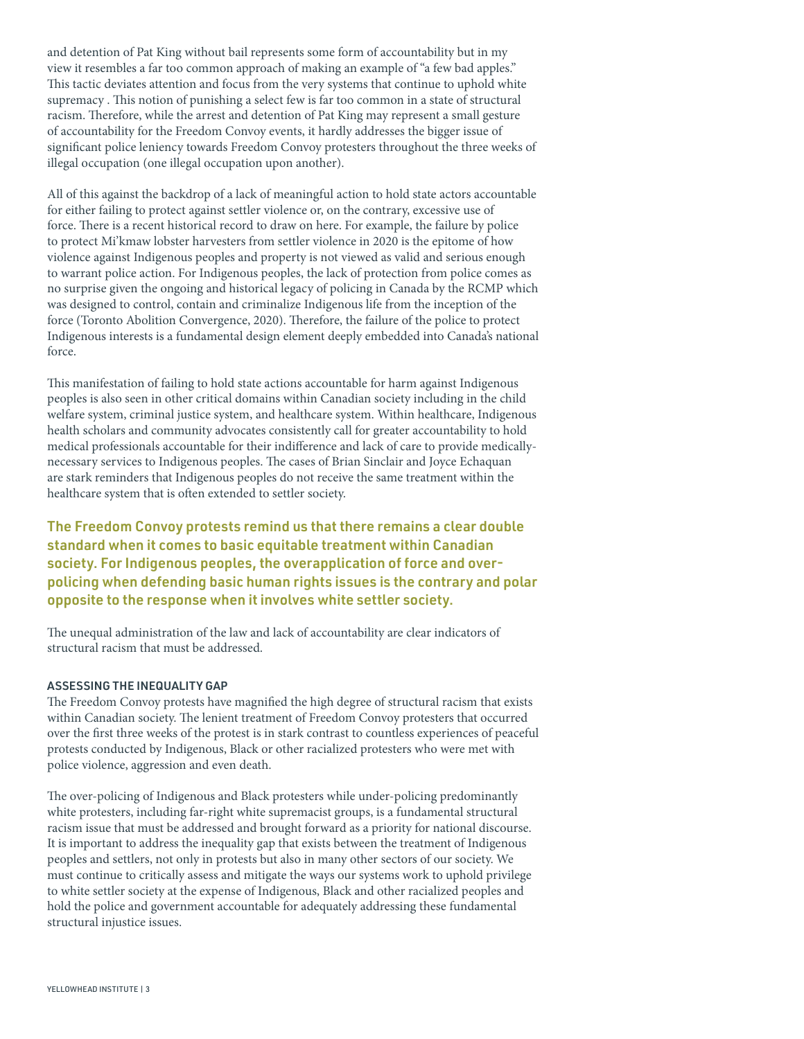and detention of Pat King without bail represents some form of accountability but in my view it resembles a far too common approach of making an example of "a few bad apples." This tactic deviates attention and focus from the very systems that continue to uphold white supremacy . This notion of punishing a select few is far too common in a state of structural racism. Therefore, while the arrest and detention of Pat King may represent a small gesture of accountability for the Freedom Convoy events, it hardly addresses the bigger issue of significant police leniency towards Freedom Convoy protesters throughout the three weeks of illegal occupation (one illegal occupation upon another).

All of this against the backdrop of a lack of meaningful action to hold state actors accountable for either failing to protect against settler violence or, on the contrary, excessive use of force. There is a recent historical record to draw on here. For example, the failure by police to protect Mi'kmaw lobster harvesters from settler violence in 2020 is the epitome of how violence against Indigenous peoples and property is not viewed as valid and serious enough to warrant police action. For Indigenous peoples, the lack of protection from police comes as no surprise given the ongoing and historical legacy of policing in Canada by the RCMP which was designed to control, contain and criminalize Indigenous life from the inception of the force (Toronto Abolition Convergence, 2020). Therefore, the failure of the police to protect Indigenous interests is a fundamental design element deeply embedded into Canada's national force.

This manifestation of failing to hold state actions accountable for harm against Indigenous peoples is also seen in other critical domains within Canadian society including in the child welfare system, criminal justice system, and healthcare system. Within healthcare, Indigenous health scholars and community advocates consistently call for greater accountability to hold medical professionals accountable for their indifference and lack of care to provide medically-necessary services to Indigenous peoples. The cases of Brian Sinclair and Joyce Echaquan are stark reminders that Indigenous peoples do not receive the same treatment within the healthcare system that is often extended to settler society.

**The Freedom Convoy protests remind us that there remains a clear double standard when it comes to basic equitable treatment within Canadian society. For Indigenous peoples, the overapplication of force and over-policing when defending basic human rights issues is the contrary and polar opposite to the response when it involves white settler society.**

The unequal administration of the law and lack of accountability are clear indicators of structural racism that must be addressed.

### ASSESSING THE INEQUALITY GAP

The Freedom Convoy protests have magnified the high degree of structural racism that exists within Canadian society. The lenient treatment of Freedom Convoy protesters that occurred over the first three weeks of the protest is in stark contrast to countless experiences of peaceful protests conducted by Indigenous, Black or other racialized protesters who were met with police violence, aggression and even death.

The over-policing of Indigenous and Black protesters while under-policing predominantly white protesters, including far-right white supremacist groups, is a fundamental structural racism issue that must be addressed and brought forward as a priority for national discourse. It is important to address the inequality gap that exists between the treatment of Indigenous peoples and settlers, not only in protests but also in many other sectors of our society. We must continue to critically assess and mitigate the ways our systems work to uphold privilege to white settler society at the expense of Indigenous, Black and other racialized peoples and hold the police and government accountable for adequately addressing these fundamental structural injustice issues.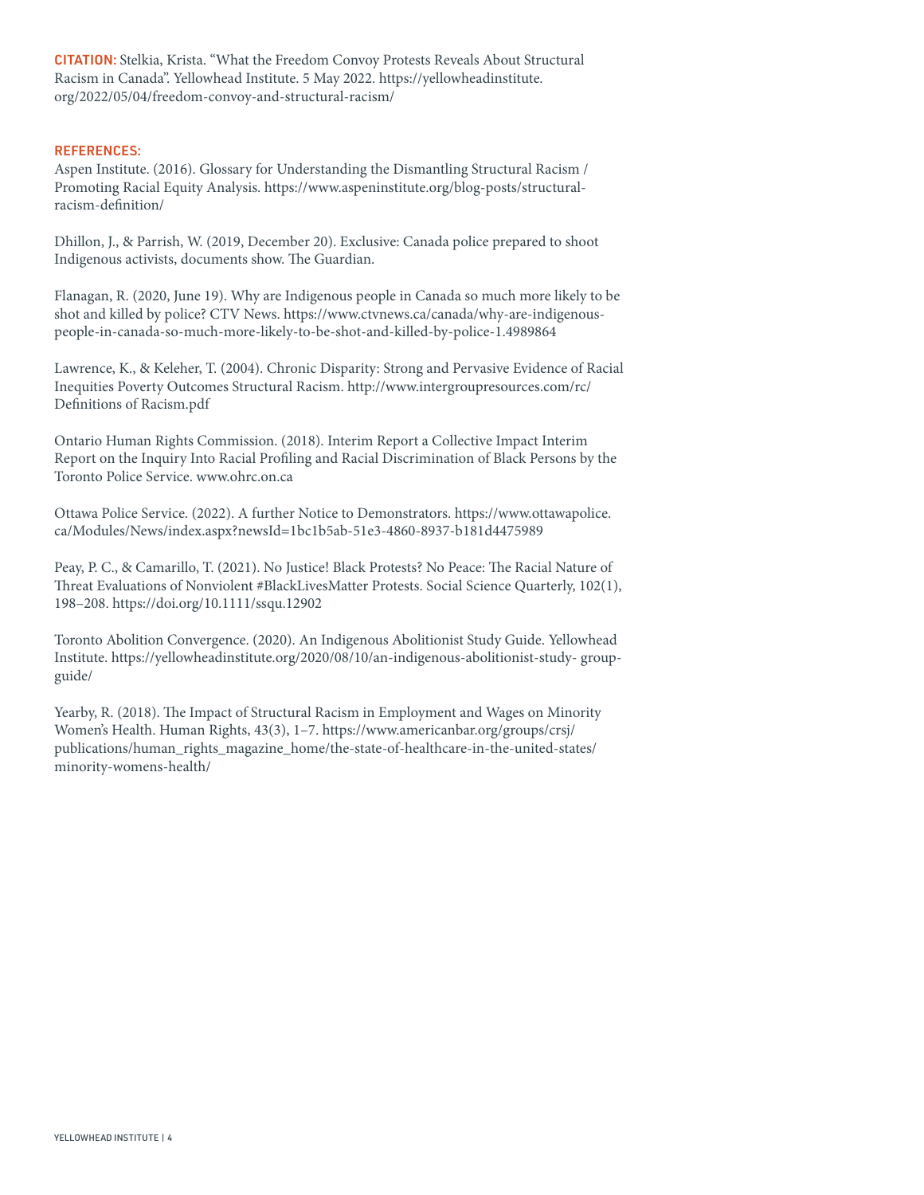**CITATION:** Stelkia, Krista. "What the Freedom Convoy Protests Reveals About Structural Racism in Canada". Yellowhead Institute. 5 May 2022. https://yellowheadinstitute.org/2022/05/04/freedom-convoy-and-structural-racism/

## REFERENCES:

Aspen Institute. (2016). Glossary for Understanding the Dismantling Structural Racism / Promoting Racial Equity Analysis. https://www.aspeninstitute.org/blog-posts/structural-racism-definition/

Dhillon, J., & Parrish, W. (2019, December 20). Exclusive: Canada police prepared to shoot Indigenous activists, documents show. The Guardian.

Flanagan, R. (2020, June 19). Why are Indigenous people in Canada so much more likely to be shot and killed by police? CTV News. https://www.ctvnews.ca/canada/why-are-indigenous-people-in-canada-so-much-more-likely-to-be-shot-and-killed-by-police-1.4989864

Lawrence, K., & Keleher, T. (2004). Chronic Disparity: Strong and Pervasive Evidence of Racial Inequities Poverty Outcomes Structural Racism. http://www.intergroupresources.com/rc/Definitions of Racism.pdf

Ontario Human Rights Commission. (2018). Interim Report a Collective Impact Interim Report on the Inquiry Into Racial Profiling and Racial Discrimination of Black Persons by the Toronto Police Service. www.ohrc.on.ca

Ottawa Police Service. (2022). A further Notice to Demonstrators. https://www.ottawapolice.ca/Modules/News/index.aspx?newsId=1bc1b5ab-51e3-4860-8937-b181d4475989

Peay, P. C., & Camarillo, T. (2021). No Justice! Black Protests? No Peace: The Racial Nature of Threat Evaluations of Nonviolent #BlackLivesMatter Protests. Social Science Quarterly, 102(1), 198–208. https://doi.org/10.1111/ssqu.12902

Toronto Abolition Convergence. (2020). An Indigenous Abolitionist Study Guide. Yellowhead Institute. https://yellowheadinstitute.org/2020/08/10/an-indigenous-abolitionist-study- group-guide/

Yearby, R. (2018). The Impact of Structural Racism in Employment and Wages on Minority Women's Health. Human Rights, 43(3), 1–7. https://www.americanbar.org/groups/crsj/publications/human_rights_magazine_home/the-state-of-healthcare-in-the-united-states/minority-womens-health/